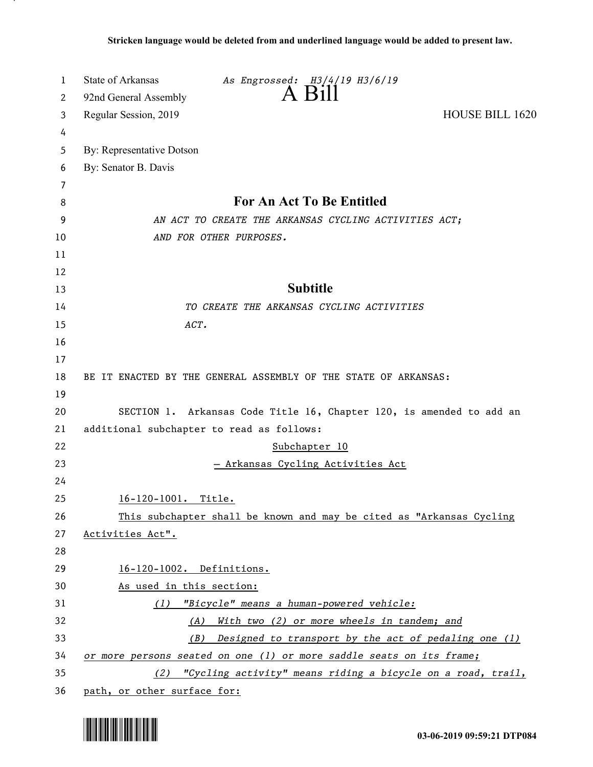**Stricken language would be deleted from and underlined language would be added to present law.**

State of Arkansas *As Engrossed: H3/4/19 H3/6/19*

92nd General Assembly

# A Bill

Regular Session, 2019 HOUSE BILL 1620

By: Representative Dotson

By: Senator B. Davis

## For An Act To Be Entitled

*AN ACT TO CREATE THE ARKANSAS CYCLING ACTIVITIES ACT; AND FOR OTHER PURPOSES.*

## Subtitle

*TO CREATE THE ARKANSAS CYCLING ACTIVITIES ACT.*

BE IT ENACTED BY THE GENERAL ASSEMBLY OF THE STATE OF ARKANSAS:

SECTION 1. Arkansas Code Title 16, Chapter 120, is amended to add an additional subchapter to read as follows:

Subchapter 10

— Arkansas Cycling Activities Act

16-120-1001. Title.

This subchapter shall be known and may be cited as "Arkansas Cycling Activities Act".

16-120-1002. Definitions.

As used in this section:

*(1) "Bicycle" means a human-powered vehicle:*

*(A) With two (2) or more wheels in tandem; and*

*(B) Designed to transport by the act of pedaling one (1) or more persons seated on one (1) or more saddle seats on its frame;*

*(2) "Cycling activity" means riding a bicycle on a road, trail,* path, or other surface for:

03-06-2019 09:59:21 DTP084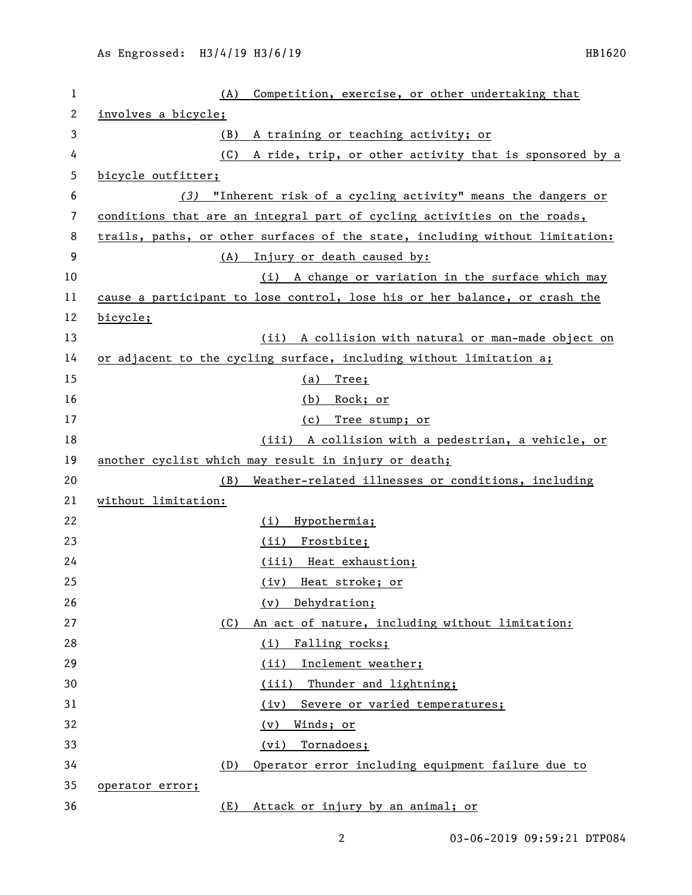(A) Competition, exercise, or other undertaking that involves a bicycle;

(B) A training or teaching activity; or

(C) A ride, trip, or other activity that is sponsored by a bicycle outfitter;

*(3)* "Inherent risk of a cycling activity" means the dangers or conditions that are an integral part of cycling activities on the roads, trails, paths, or other surfaces of the state, including without limitation:

(A) Injury or death caused by:

(i) A change or variation in the surface which may cause a participant to lose control, lose his or her balance, or crash the bicycle;

(ii) A collision with natural or man-made object on or adjacent to the cycling surface, including without limitation a;

(a) Tree;

(b) Rock; or

(c) Tree stump; or

(iii) A collision with a pedestrian, a vehicle, or another cyclist which may result in injury or death;

(B) Weather-related illnesses or conditions, including without limitation:

(i) Hypothermia;

(ii) Frostbite;

(iii) Heat exhaustion;

(iv) Heat stroke; or

(v) Dehydration;

(C) An act of nature, including without limitation:

(i) Falling rocks;

(ii) Inclement weather;

(iii) Thunder and lightning;

(iv) Severe or varied temperatures;

(v) Winds; or

(vi) Tornadoes;

(D) Operator error including equipment failure due to operator error;

(E) Attack or injury by an animal; or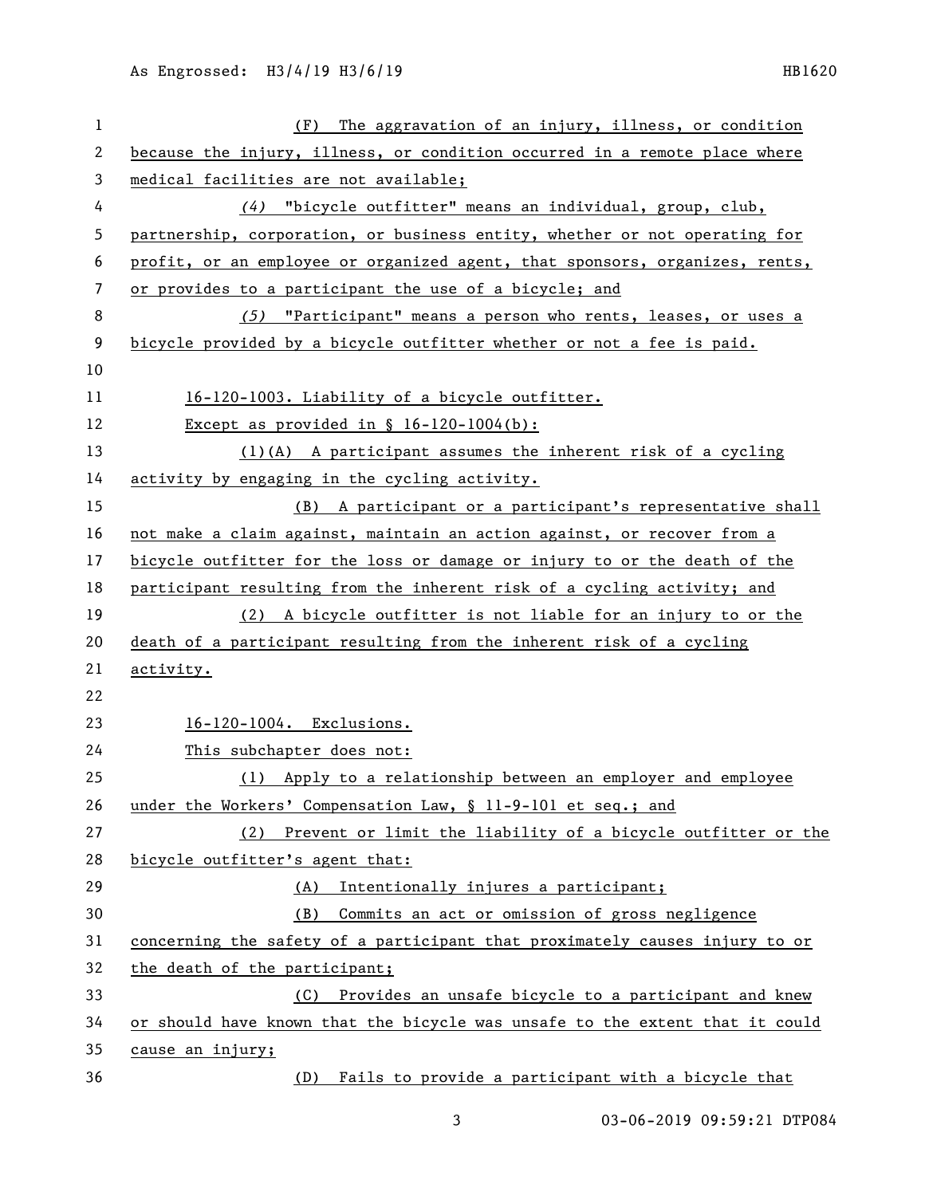(F) The aggravation of an injury, illness, or condition because the injury, illness, or condition occurred in a remote place where medical facilities are not available;

*(4)* "bicycle outfitter" means an individual, group, club, partnership, corporation, or business entity, whether or not operating for profit, or an employee or organized agent, that sponsors, organizes, rents, or provides to a participant the use of a bicycle; and

*(5)* "Participant" means a person who rents, leases, or uses a bicycle provided by a bicycle outfitter whether or not a fee is paid.

16-120-1003. Liability of a bicycle outfitter.

Except as provided in § 16-120-1004(b):

(1)(A) A participant assumes the inherent risk of a cycling activity by engaging in the cycling activity.

(B) A participant or a participant's representative shall not make a claim against, maintain an action against, or recover from a bicycle outfitter for the loss or damage or injury to or the death of the participant resulting from the inherent risk of a cycling activity; and

(2) A bicycle outfitter is not liable for an injury to or the death of a participant resulting from the inherent risk of a cycling activity.

16-120-1004. Exclusions.

This subchapter does not:

(1) Apply to a relationship between an employer and employee under the Workers' Compensation Law, § 11-9-101 et seq.; and

(2) Prevent or limit the liability of a bicycle outfitter or the bicycle outfitter's agent that:

(A) Intentionally injures a participant;

(B) Commits an act or omission of gross negligence concerning the safety of a participant that proximately causes injury to or the death of the participant;

(C) Provides an unsafe bicycle to a participant and knew or should have known that the bicycle was unsafe to the extent that it could cause an injury;

(D) Fails to provide a participant with a bicycle that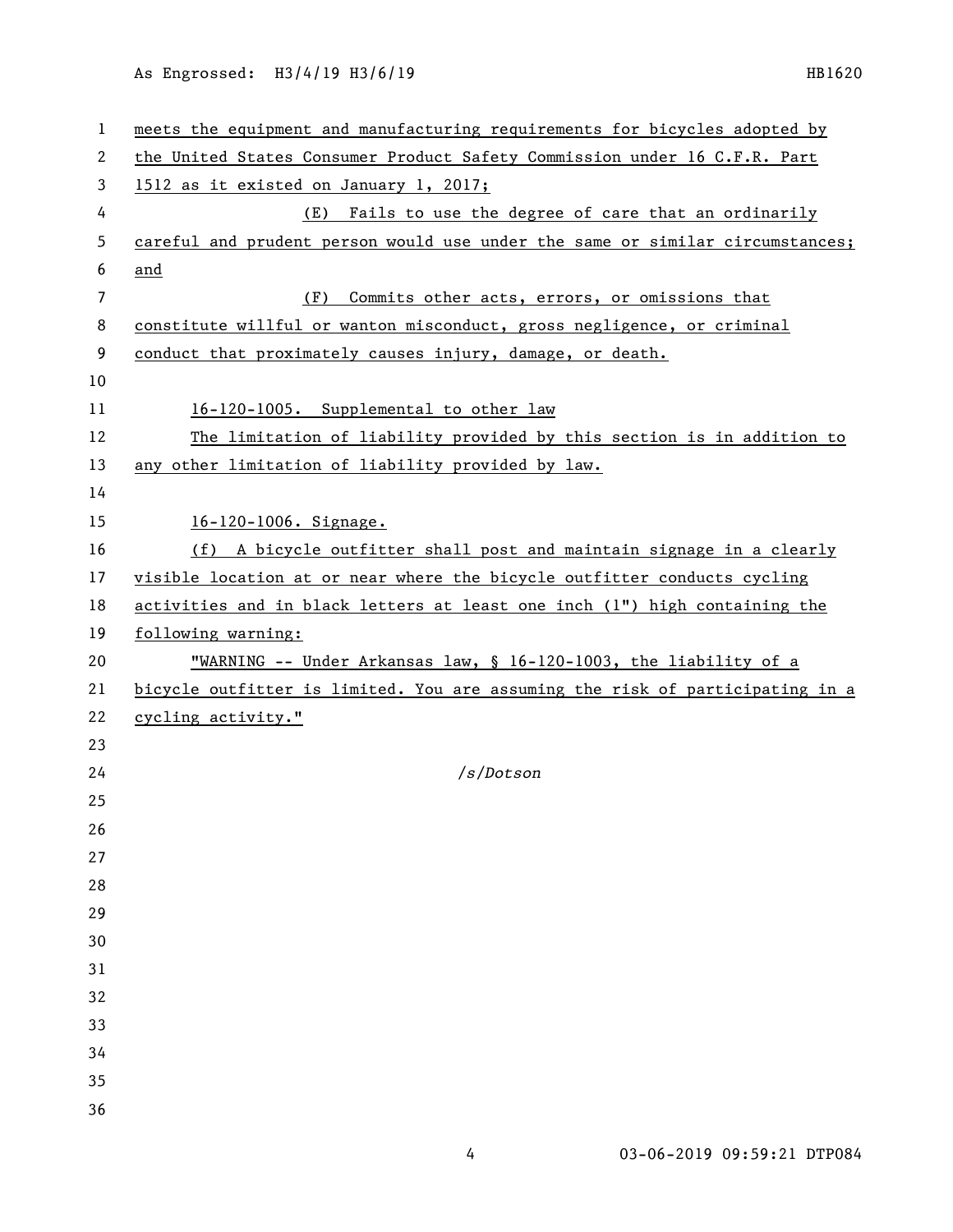meets the equipment and manufacturing requirements for bicycles adopted by the United States Consumer Product Safety Commission under 16 C.F.R. Part 1512 as it existed on January 1, 2017;

(E) Fails to use the degree of care that an ordinarily careful and prudent person would use under the same or similar circumstances; and

(F) Commits other acts, errors, or omissions that constitute willful or wanton misconduct, gross negligence, or criminal conduct that proximately causes injury, damage, or death.

16-120-1005. Supplemental to other law

The limitation of liability provided by this section is in addition to any other limitation of liability provided by law.

16-120-1006. Signage.

(f) A bicycle outfitter shall post and maintain signage in a clearly visible location at or near where the bicycle outfitter conducts cycling activities and in black letters at least one inch (1") high containing the following warning:

"WARNING -- Under Arkansas law, § 16-120-1003, the liability of a bicycle outfitter is limited. You are assuming the risk of participating in a cycling activity."

*/s/Dotson*